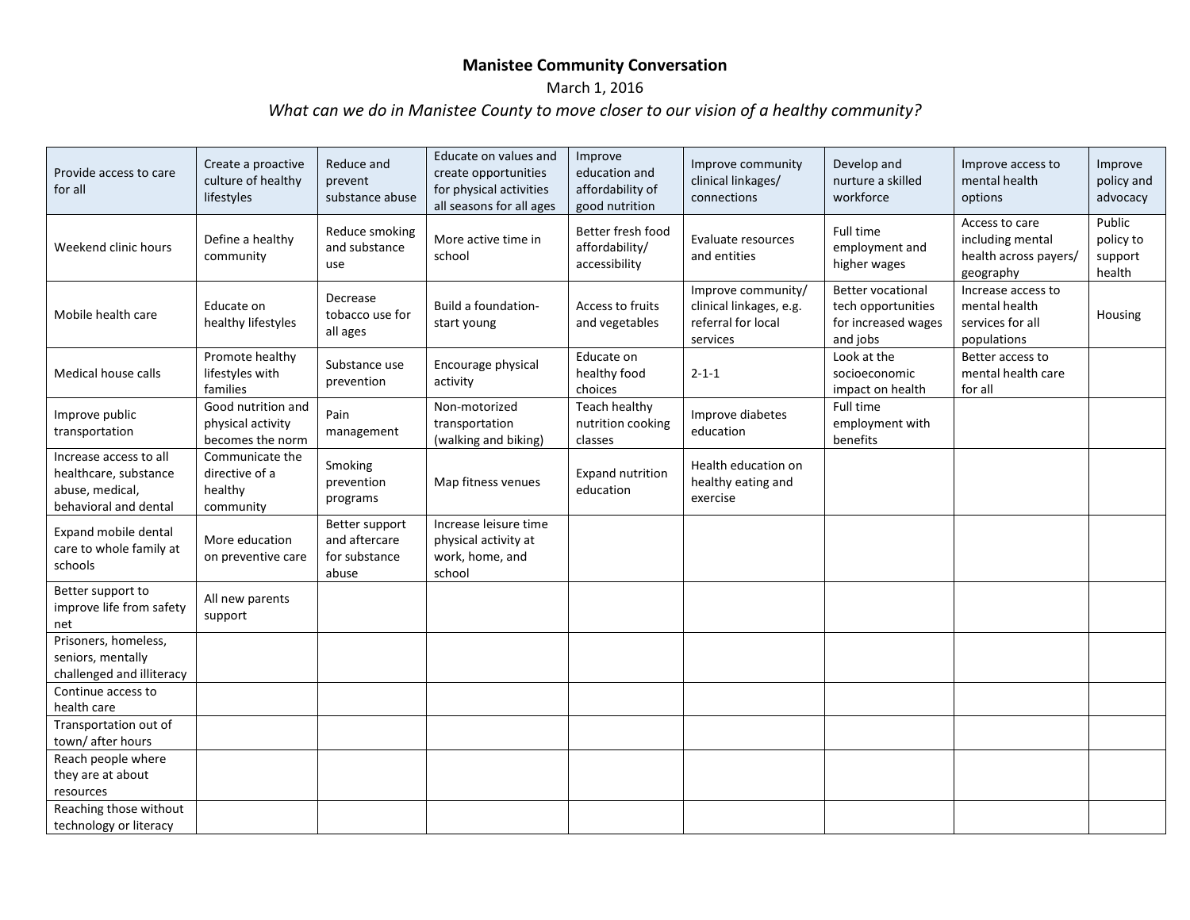**Manistee Community Conversation**

March 1, 2016

*What can we do in Manistee County to move closer to our vision of a healthy community?*

| Provide access to care for all | Create a proactive culture of healthy lifestyles | Reduce and prevent substance abuse | Educate on values and create opportunities for physical activities all seasons for all ages | Improve education and affordability of good nutrition | Improve community clinical linkages/ connections | Develop and nurture a skilled workforce | Improve access to mental health options | Improve policy and advocacy |
|---|---|---|---|---|---|---|---|---|
| Weekend clinic hours | Define a healthy community | Reduce smoking and substance use | More active time in school | Better fresh food affordability/ accessibility | Evaluate resources and entities | Full time employment and higher wages | Access to care including mental health across payers/ geography | Public policy to support health |
| Mobile health care | Educate on healthy lifestyles | Decrease tobacco use for all ages | Build a foundation-start young | Access to fruits and vegetables | Improve community/ clinical linkages, e.g. referral for local services | Better vocational tech opportunities for increased wages and jobs | Increase access to mental health services for all populations | Housing |
| Medical house calls | Promote healthy lifestyles with families | Substance use prevention | Encourage physical activity | Educate on healthy food choices | 2-1-1 | Look at the socioeconomic impact on health | Better access to mental health care for all | |
| Improve public transportation | Good nutrition and physical activity becomes the norm | Pain management | Non-motorized transportation (walking and biking) | Teach healthy nutrition cooking classes | Improve diabetes education | Full time employment with benefits | | |
| Increase access to all healthcare, substance abuse, medical, behavioral and dental | Communicate the directive of a healthy community | Smoking prevention programs | Map fitness venues | Expand nutrition education | Health education on healthy eating and exercise | | | |
| Expand mobile dental care to whole family at schools | More education on preventive care | Better support and aftercare for substance abuse | Increase leisure time physical activity at work, home, and school | | | | | |
| Better support to improve life from safety net | All new parents support | | | | | | | |
| Prisoners, homeless, seniors, mentally challenged and illiteracy | | | | | | | | |
| Continue access to health care | | | | | | | | |
| Transportation out of town/ after hours | | | | | | | | |
| Reach people where they are at about resources | | | | | | | | |
| Reaching those without technology or literacy | | | | | | | | |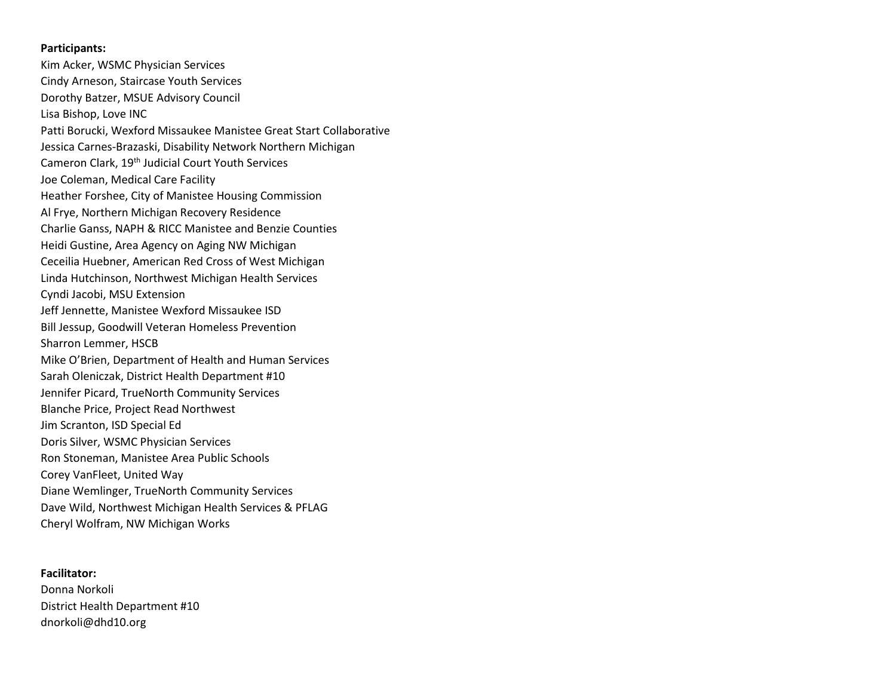**Participants:**

Kim Acker, WSMC Physician Services
Cindy Arneson, Staircase Youth Services
Dorothy Batzer, MSUE Advisory Council
Lisa Bishop, Love INC
Patti Borucki, Wexford Missaukee Manistee Great Start Collaborative
Jessica Carnes-Brazaski, Disability Network Northern Michigan
Cameron Clark, 19th Judicial Court Youth Services
Joe Coleman, Medical Care Facility
Heather Forshee, City of Manistee Housing Commission
Al Frye, Northern Michigan Recovery Residence
Charlie Ganss, NAPH & RICC Manistee and Benzie Counties
Heidi Gustine, Area Agency on Aging NW Michigan
Ceceilia Huebner, American Red Cross of West Michigan
Linda Hutchinson, Northwest Michigan Health Services
Cyndi Jacobi, MSU Extension
Jeff Jennette, Manistee Wexford Missaukee ISD
Bill Jessup, Goodwill Veteran Homeless Prevention
Sharron Lemmer, HSCB
Mike O'Brien, Department of Health and Human Services
Sarah Oleniczak, District Health Department #10
Jennifer Picard, TrueNorth Community Services
Blanche Price, Project Read Northwest
Jim Scranton, ISD Special Ed
Doris Silver, WSMC Physician Services
Ron Stoneman, Manistee Area Public Schools
Corey VanFleet, United Way
Diane Wemlinger, TrueNorth Community Services
Dave Wild, Northwest Michigan Health Services & PFLAG
Cheryl Wolfram, NW Michigan Works

**Facilitator:**

Donna Norkoli
District Health Department #10
dnorkoli@dhd10.org